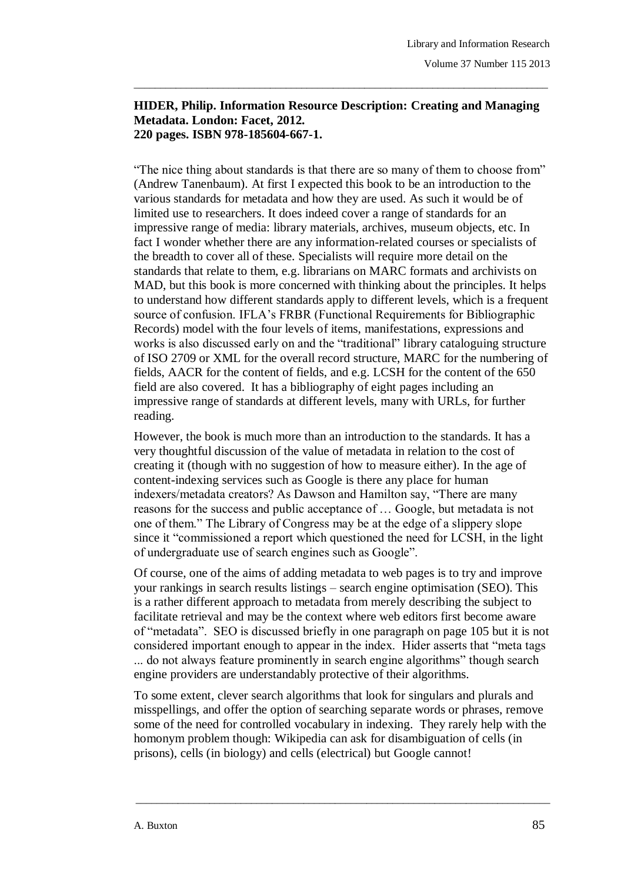**HIDER, Philip. Information Resource Description: Creating and Managing Metadata. London: Facet, 2012.
220 pages. ISBN 978-185604-667-1.**

"The nice thing about standards is that there are so many of them to choose from" (Andrew Tanenbaum). At first I expected this book to be an introduction to the various standards for metadata and how they are used. As such it would be of limited use to researchers. It does indeed cover a range of standards for an impressive range of media: library materials, archives, museum objects, etc. In fact I wonder whether there are any information-related courses or specialists of the breadth to cover all of these. Specialists will require more detail on the standards that relate to them, e.g. librarians on MARC formats and archivists on MAD, but this book is more concerned with thinking about the principles. It helps to understand how different standards apply to different levels, which is a frequent source of confusion. IFLA's FRBR (Functional Requirements for Bibliographic Records) model with the four levels of items, manifestations, expressions and works is also discussed early on and the "traditional" library cataloguing structure of ISO 2709 or XML for the overall record structure, MARC for the numbering of fields, AACR for the content of fields, and e.g. LCSH for the content of the 650 field are also covered. It has a bibliography of eight pages including an impressive range of standards at different levels, many with URLs, for further reading.

However, the book is much more than an introduction to the standards. It has a very thoughtful discussion of the value of metadata in relation to the cost of creating it (though with no suggestion of how to measure either). In the age of content-indexing services such as Google is there any place for human indexers/metadata creators? As Dawson and Hamilton say, "There are many reasons for the success and public acceptance of … Google, but metadata is not one of them." The Library of Congress may be at the edge of a slippery slope since it "commissioned a report which questioned the need for LCSH, in the light of undergraduate use of search engines such as Google".

Of course, one of the aims of adding metadata to web pages is to try and improve your rankings in search results listings – search engine optimisation (SEO). This is a rather different approach to metadata from merely describing the subject to facilitate retrieval and may be the context where web editors first become aware of "metadata". SEO is discussed briefly in one paragraph on page 105 but it is not considered important enough to appear in the index. Hider asserts that "meta tags ... do not always feature prominently in search engine algorithms" though search engine providers are understandably protective of their algorithms.

To some extent, clever search algorithms that look for singulars and plurals and misspellings, and offer the option of searching separate words or phrases, remove some of the need for controlled vocabulary in indexing. They rarely help with the homonym problem though: Wikipedia can ask for disambiguation of cells (in prisons), cells (in biology) and cells (electrical) but Google cannot!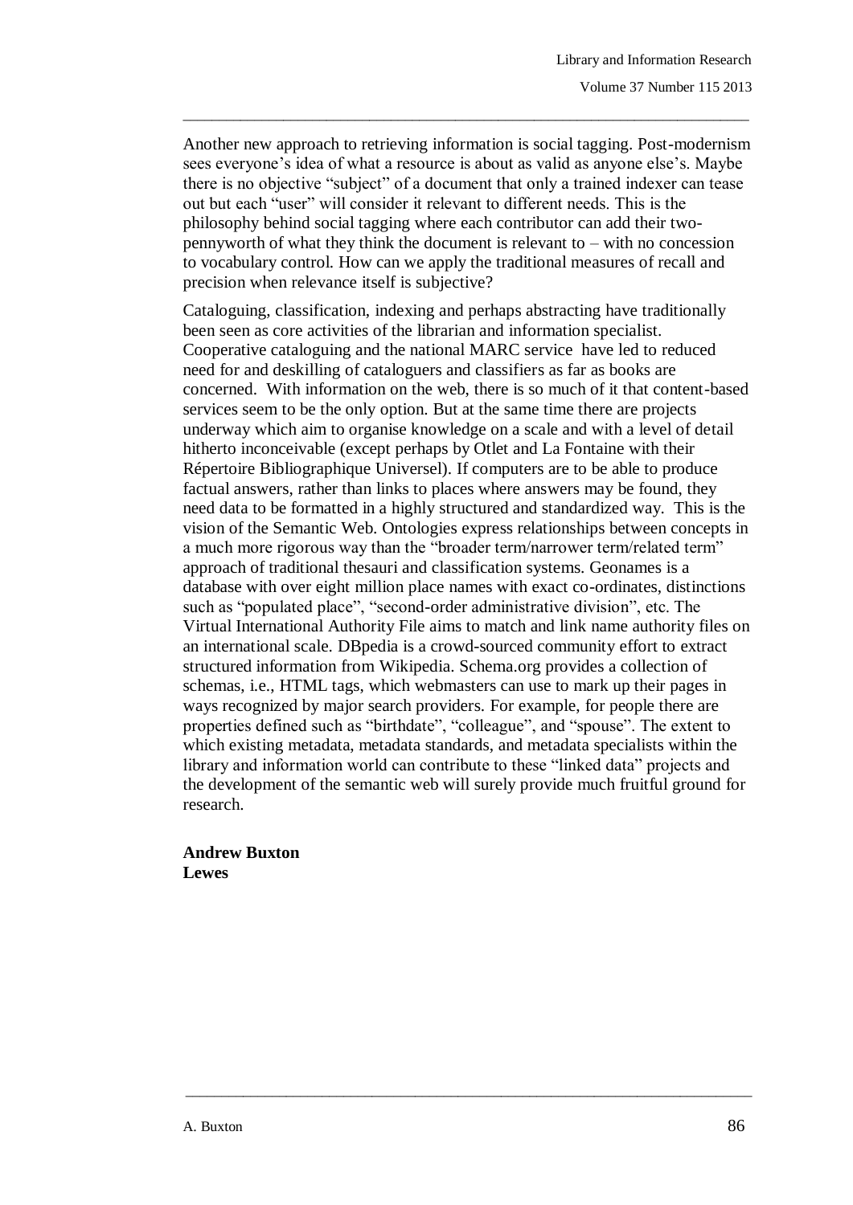Another new approach to retrieving information is social tagging. Post-modernism sees everyone's idea of what a resource is about as valid as anyone else's. Maybe there is no objective "subject" of a document that only a trained indexer can tease out but each "user" will consider it relevant to different needs. This is the philosophy behind social tagging where each contributor can add their two-pennyworth of what they think the document is relevant to – with no concession to vocabulary control. How can we apply the traditional measures of recall and precision when relevance itself is subjective?

Cataloguing, classification, indexing and perhaps abstracting have traditionally been seen as core activities of the librarian and information specialist. Cooperative cataloguing and the national MARC service have led to reduced need for and deskilling of cataloguers and classifiers as far as books are concerned. With information on the web, there is so much of it that content-based services seem to be the only option. But at the same time there are projects underway which aim to organise knowledge on a scale and with a level of detail hitherto inconceivable (except perhaps by Otlet and La Fontaine with their Répertoire Bibliographique Universel). If computers are to be able to produce factual answers, rather than links to places where answers may be found, they need data to be formatted in a highly structured and standardized way. This is the vision of the Semantic Web. Ontologies express relationships between concepts in a much more rigorous way than the "broader term/narrower term/related term" approach of traditional thesauri and classification systems. Geonames is a database with over eight million place names with exact co-ordinates, distinctions such as "populated place", "second-order administrative division", etc. The Virtual International Authority File aims to match and link name authority files on an international scale. DBpedia is a crowd-sourced community effort to extract structured information from Wikipedia. Schema.org provides a collection of schemas, i.e., HTML tags, which webmasters can use to mark up their pages in ways recognized by major search providers. For example, for people there are properties defined such as "birthdate", "colleague", and "spouse". The extent to which existing metadata, metadata standards, and metadata specialists within the library and information world can contribute to these "linked data" projects and the development of the semantic web will surely provide much fruitful ground for research.

**Andrew Buxton**
**Lewes**